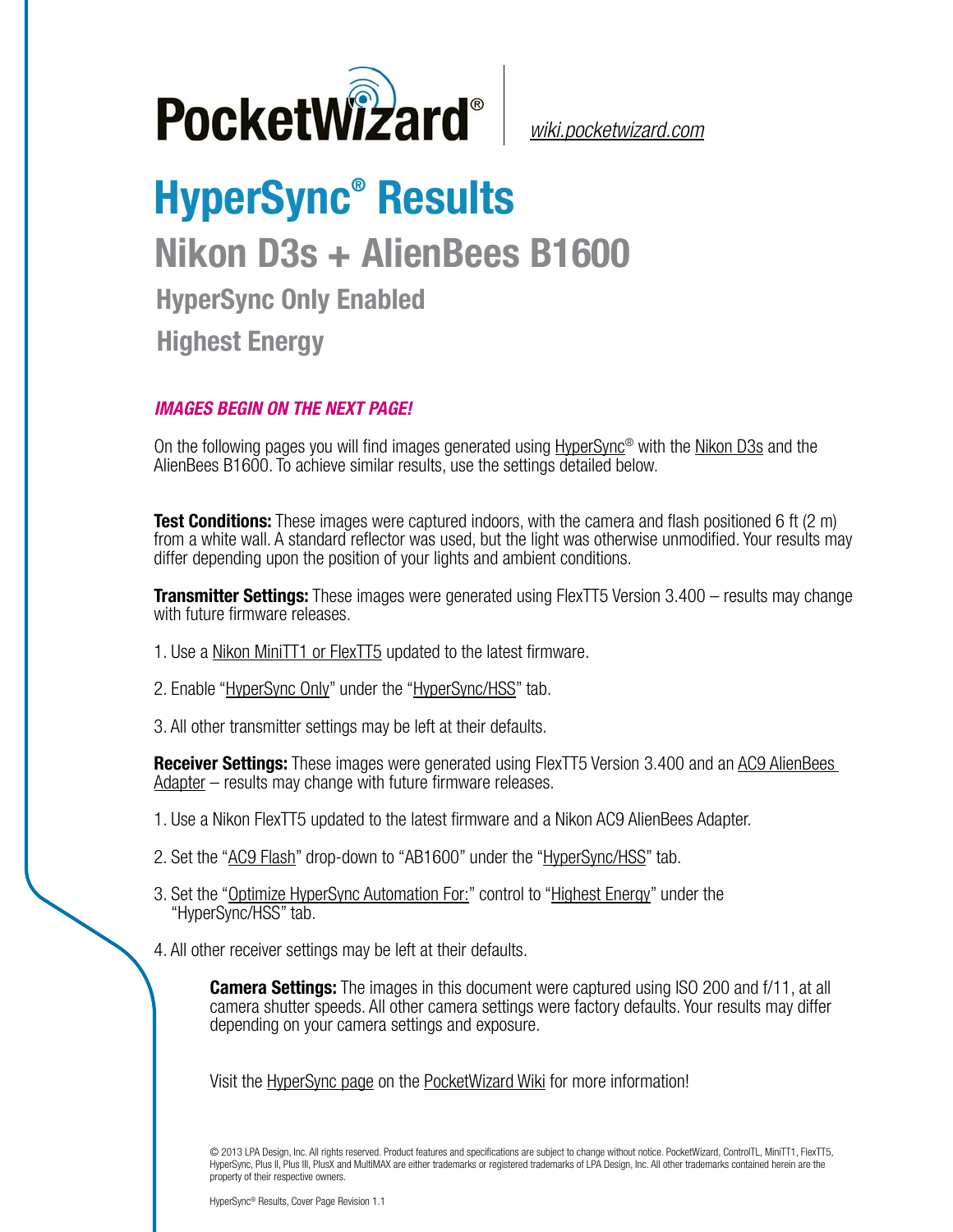PocketWizard®  wiki.pocketwizard.com

# HyperSync® Results

## Nikon D3s + AlienBees B1600

### HyperSync Only Enabled

### Highest Energy

***IMAGES BEGIN ON THE NEXT PAGE!***

On the following pages you will find images generated using HyperSync® with the Nikon D3s and the AlienBees B1600. To achieve similar results, use the settings detailed below.

**Test Conditions:** These images were captured indoors, with the camera and flash positioned 6 ft (2 m) from a white wall. A standard reflector was used, but the light was otherwise unmodified. Your results may differ depending upon the position of your lights and ambient conditions.

**Transmitter Settings:** These images were generated using FlexTT5 Version 3.400 – results may change with future firmware releases.

1. Use a Nikon MiniTT1 or FlexTT5 updated to the latest firmware.
2. Enable "HyperSync Only" under the "HyperSync/HSS" tab.
3. All other transmitter settings may be left at their defaults.

**Receiver Settings:** These images were generated using FlexTT5 Version 3.400 and an AC9 AlienBees Adapter – results may change with future firmware releases.

1. Use a Nikon FlexTT5 updated to the latest firmware and a Nikon AC9 AlienBees Adapter.
2. Set the "AC9 Flash" drop-down to "AB1600" under the "HyperSync/HSS" tab.
3. Set the "Optimize HyperSync Automation For:" control to "Highest Energy" under the "HyperSync/HSS" tab.
4. All other receiver settings may be left at their defaults.

**Camera Settings:** The images in this document were captured using ISO 200 and f/11, at all camera shutter speeds. All other camera settings were factory defaults. Your results may differ depending on your camera settings and exposure.

Visit the HyperSync page on the PocketWizard Wiki for more information!

© 2013 LPA Design, Inc. All rights reserved. Product features and specifications are subject to change without notice. PocketWizard, ControlTL, MiniTT1, FlexTT5, HyperSync, Plus II, Plus III, PlusX and MultiMAX are either trademarks or registered trademarks of LPA Design, Inc. All other trademarks contained herein are the property of their respective owners.

HyperSync® Results, Cover Page Revision 1.1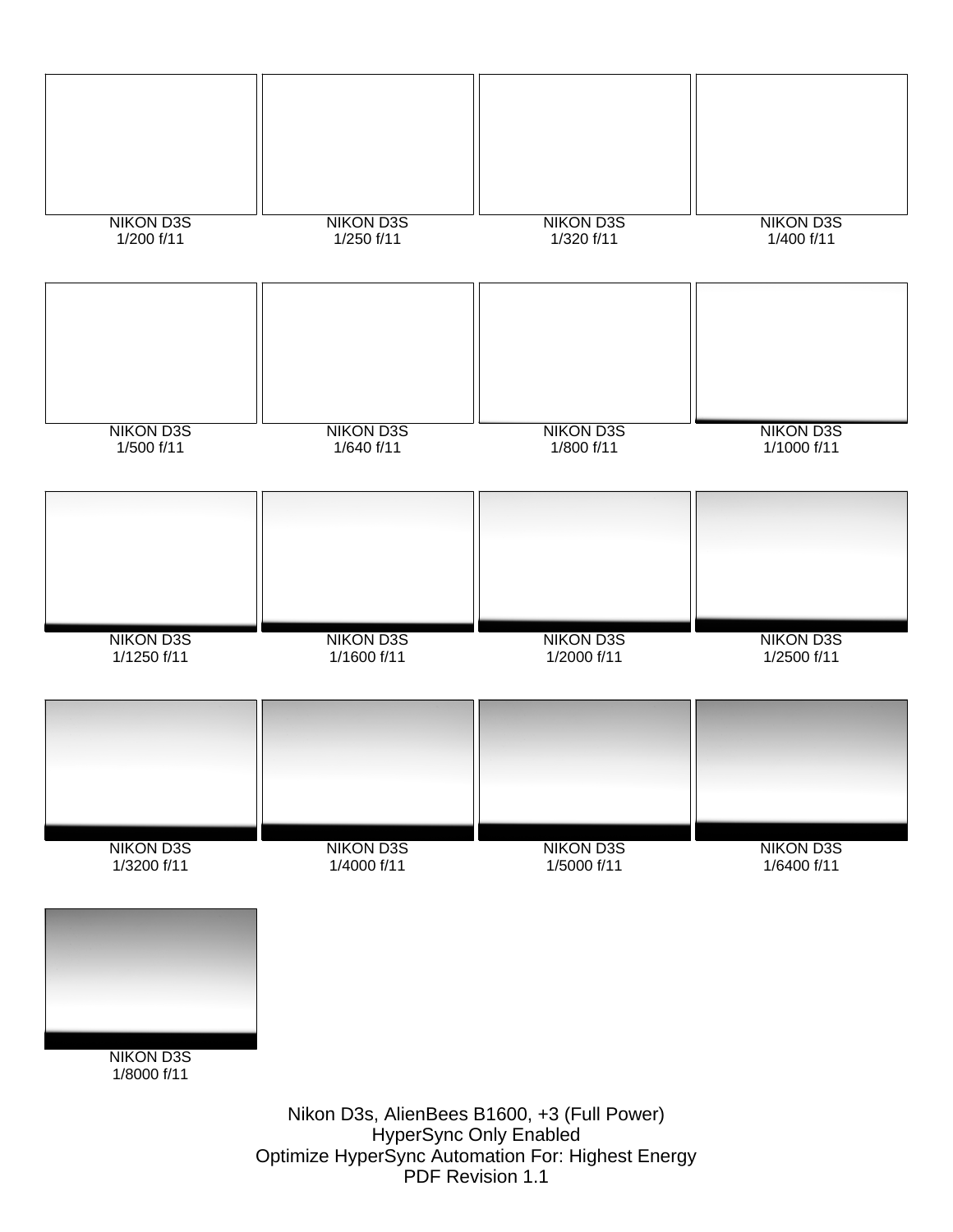NIKON D3S
1/200 f/11

NIKON D3S
1/250 f/11

NIKON D3S
1/320 f/11

NIKON D3S
1/400 f/11

NIKON D3S
1/500 f/11

NIKON D3S
1/640 f/11

NIKON D3S
1/800 f/11

NIKON D3S
1/1000 f/11

NIKON D3S
1/1250 f/11

NIKON D3S
1/1600 f/11

NIKON D3S
1/2000 f/11

NIKON D3S
1/2500 f/11

NIKON D3S
1/3200 f/11

NIKON D3S
1/4000 f/11

NIKON D3S
1/5000 f/11

NIKON D3S
1/6400 f/11

NIKON D3S
1/8000 f/11

Nikon D3s, AlienBees B1600, +3 (Full Power)
HyperSync Only Enabled
Optimize HyperSync Automation For: Highest Energy
PDF Revision 1.1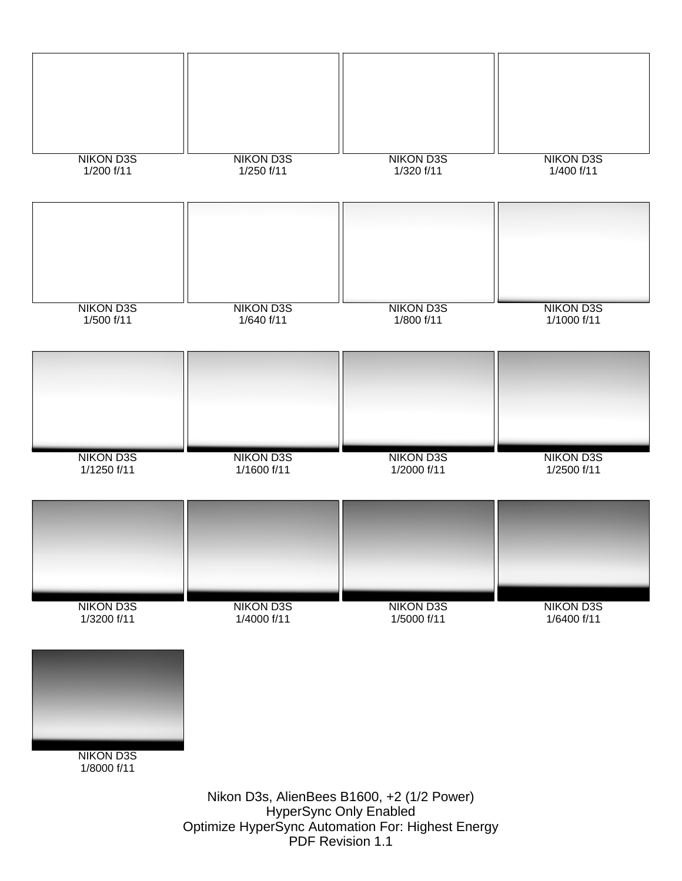NIKON D3S
1/200 f/11

NIKON D3S
1/250 f/11

NIKON D3S
1/320 f/11

NIKON D3S
1/400 f/11

NIKON D3S
1/500 f/11

NIKON D3S
1/640 f/11

NIKON D3S
1/800 f/11

NIKON D3S
1/1000 f/11

NIKON D3S
1/1250 f/11

NIKON D3S
1/1600 f/11

NIKON D3S
1/2000 f/11

NIKON D3S
1/2500 f/11

NIKON D3S
1/3200 f/11

NIKON D3S
1/4000 f/11

NIKON D3S
1/5000 f/11

NIKON D3S
1/6400 f/11

NIKON D3S
1/8000 f/11

Nikon D3s, AlienBees B1600, +2 (1/2 Power)
HyperSync Only Enabled
Optimize HyperSync Automation For: Highest Energy
PDF Revision 1.1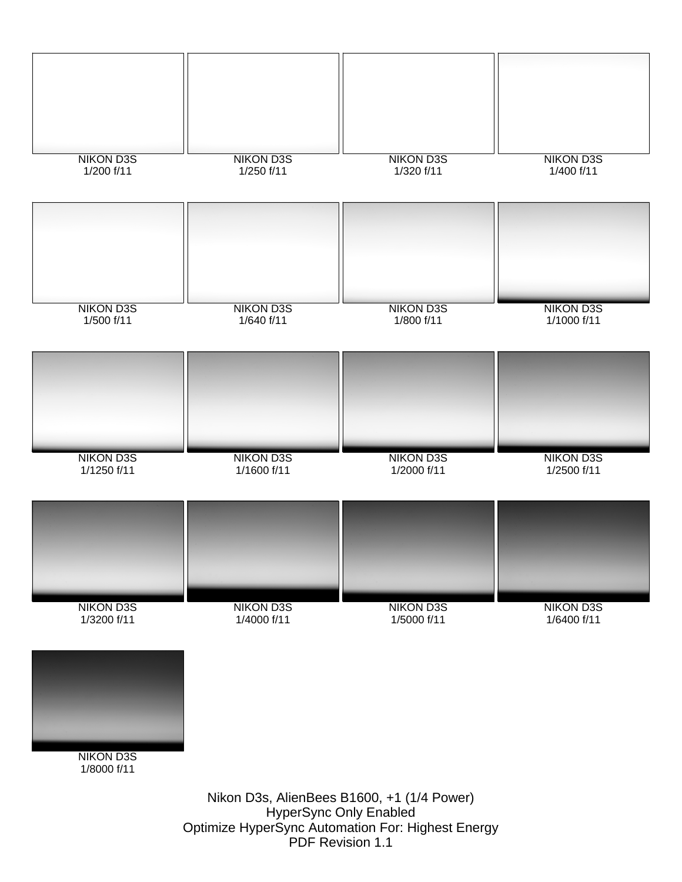NIKON D3S
1/200 f/11

NIKON D3S
1/250 f/11

NIKON D3S
1/320 f/11

NIKON D3S
1/400 f/11

NIKON D3S
1/500 f/11

NIKON D3S
1/640 f/11

NIKON D3S
1/800 f/11

NIKON D3S
1/1000 f/11

NIKON D3S
1/1250 f/11

NIKON D3S
1/1600 f/11

NIKON D3S
1/2000 f/11

NIKON D3S
1/2500 f/11

NIKON D3S
1/3200 f/11

NIKON D3S
1/4000 f/11

NIKON D3S
1/5000 f/11

NIKON D3S
1/6400 f/11

NIKON D3S
1/8000 f/11

Nikon D3s, AlienBees B1600, +1 (1/4 Power)
HyperSync Only Enabled
Optimize HyperSync Automation For: Highest Energy
PDF Revision 1.1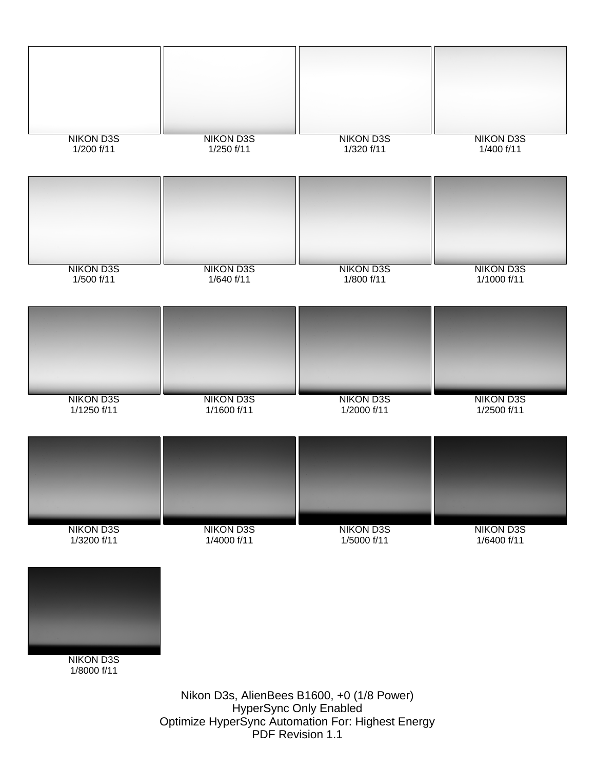NIKON D3S
1/200 f/11

NIKON D3S
1/250 f/11

NIKON D3S
1/320 f/11

NIKON D3S
1/400 f/11

NIKON D3S
1/500 f/11

NIKON D3S
1/640 f/11

NIKON D3S
1/800 f/11

NIKON D3S
1/1000 f/11

NIKON D3S
1/1250 f/11

NIKON D3S
1/1600 f/11

NIKON D3S
1/2000 f/11

NIKON D3S
1/2500 f/11

NIKON D3S
1/3200 f/11

NIKON D3S
1/4000 f/11

NIKON D3S
1/5000 f/11

NIKON D3S
1/6400 f/11

NIKON D3S
1/8000 f/11

Nikon D3s, AlienBees B1600, +0 (1/8 Power)
HyperSync Only Enabled
Optimize HyperSync Automation For: Highest Energy
PDF Revision 1.1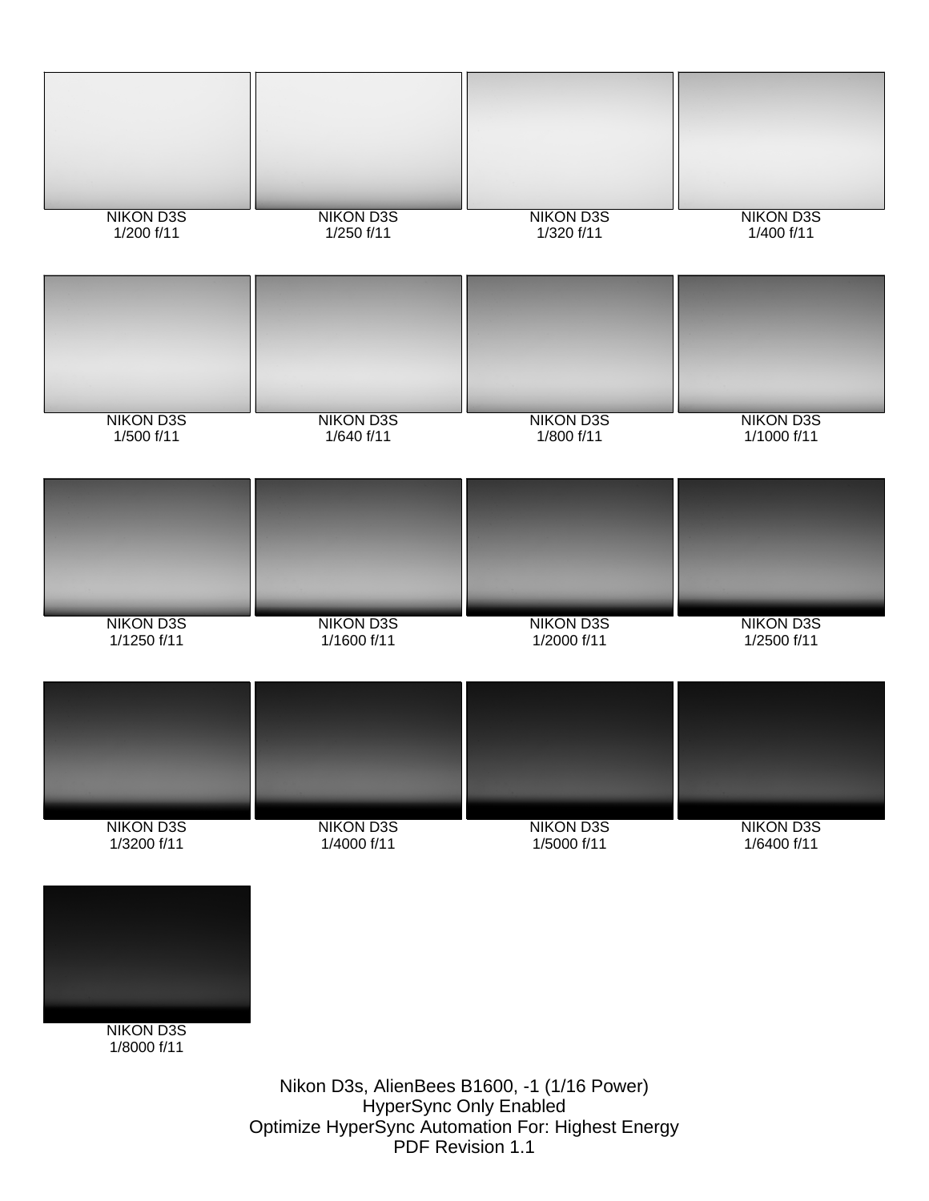NIKON D3S
1/200 f/11

NIKON D3S
1/250 f/11

NIKON D3S
1/320 f/11

NIKON D3S
1/400 f/11

NIKON D3S
1/500 f/11

NIKON D3S
1/640 f/11

NIKON D3S
1/800 f/11

NIKON D3S
1/1000 f/11

NIKON D3S
1/1250 f/11

NIKON D3S
1/1600 f/11

NIKON D3S
1/2000 f/11

NIKON D3S
1/2500 f/11

NIKON D3S
1/3200 f/11

NIKON D3S
1/4000 f/11

NIKON D3S
1/5000 f/11

NIKON D3S
1/6400 f/11

NIKON D3S
1/8000 f/11

Nikon D3s, AlienBees B1600, -1 (1/16 Power)
HyperSync Only Enabled
Optimize HyperSync Automation For: Highest Energy
PDF Revision 1.1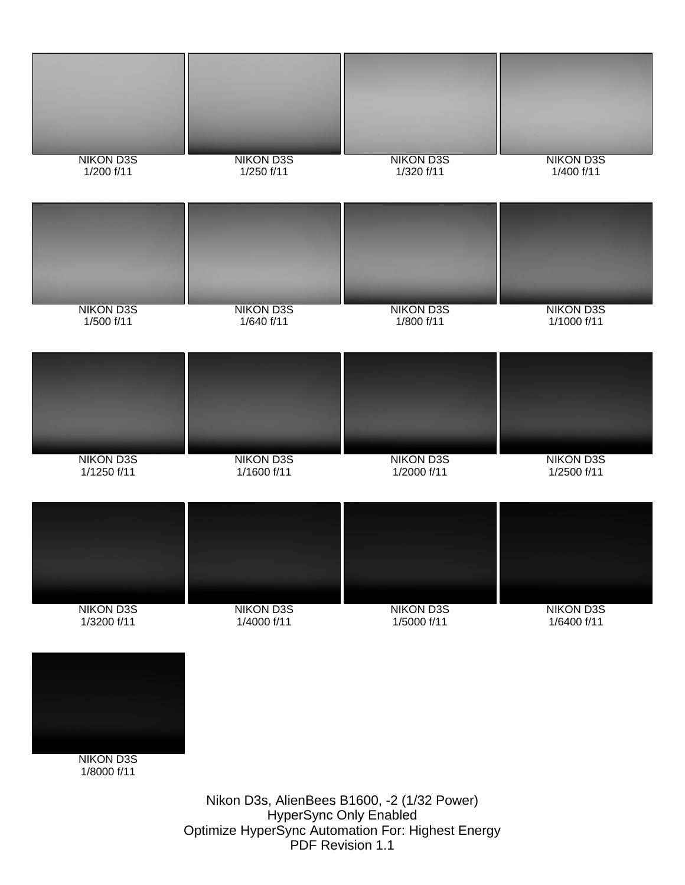NIKON D3S
1/200 f/11

NIKON D3S
1/250 f/11

NIKON D3S
1/320 f/11

NIKON D3S
1/400 f/11

NIKON D3S
1/500 f/11

NIKON D3S
1/640 f/11

NIKON D3S
1/800 f/11

NIKON D3S
1/1000 f/11

NIKON D3S
1/1250 f/11

NIKON D3S
1/1600 f/11

NIKON D3S
1/2000 f/11

NIKON D3S
1/2500 f/11

NIKON D3S
1/3200 f/11

NIKON D3S
1/4000 f/11

NIKON D3S
1/5000 f/11

NIKON D3S
1/6400 f/11

NIKON D3S
1/8000 f/11

Nikon D3s, AlienBees B1600, -2 (1/32 Power)
HyperSync Only Enabled
Optimize HyperSync Automation For: Highest Energy
PDF Revision 1.1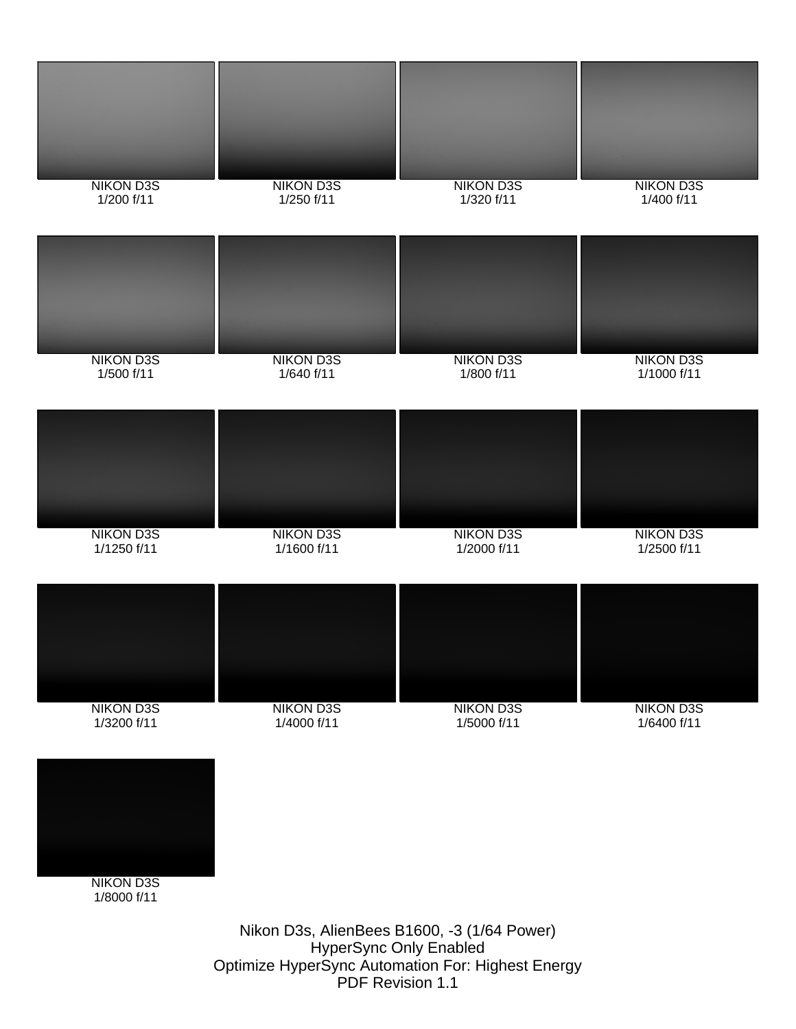NIKON D3S
1/200 f/11

NIKON D3S
1/250 f/11

NIKON D3S
1/320 f/11

NIKON D3S
1/400 f/11

NIKON D3S
1/500 f/11

NIKON D3S
1/640 f/11

NIKON D3S
1/800 f/11

NIKON D3S
1/1000 f/11

NIKON D3S
1/1250 f/11

NIKON D3S
1/1600 f/11

NIKON D3S
1/2000 f/11

NIKON D3S
1/2500 f/11

NIKON D3S
1/3200 f/11

NIKON D3S
1/4000 f/11

NIKON D3S
1/5000 f/11

NIKON D3S
1/6400 f/11

NIKON D3S
1/8000 f/11

Nikon D3s, AlienBees B1600, -3 (1/64 Power)
HyperSync Only Enabled
Optimize HyperSync Automation For: Highest Energy
PDF Revision 1.1